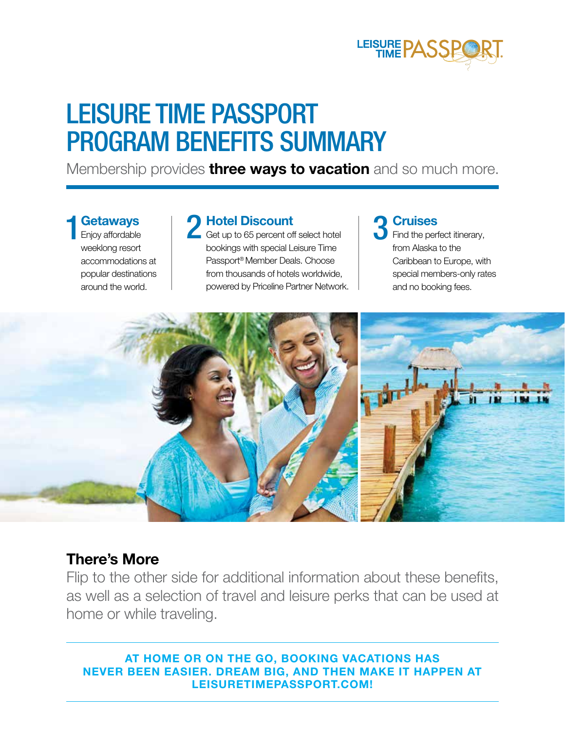LEISURE TIME PASSPORT

# LEISURE TIME PASSPORT PROGRAM BENEFITS SUMMARY

Membership provides **three ways to vacation** and so much more.

## 1 Getaways

Enjoy affordable weeklong resort accommodations at popular destinations around the world.

## 2 Hotel Discount

Get up to 65 percent off select hotel bookings with special Leisure Time Passport® Member Deals. Choose from thousands of hotels worldwide, powered by Priceline Partner Network.

## 3 Cruises

Find the perfect itinerary, from Alaska to the Caribbean to Europe, with special members-only rates and no booking fees.

## There's More

Flip to the other side for additional information about these benefits, as well as a selection of travel and leisure perks that can be used at home or while traveling.

**AT HOME OR ON THE GO, BOOKING VACATIONS HAS NEVER BEEN EASIER. DREAM BIG, AND THEN MAKE IT HAPPEN AT LEISURETIMEPASSPORT.COM!**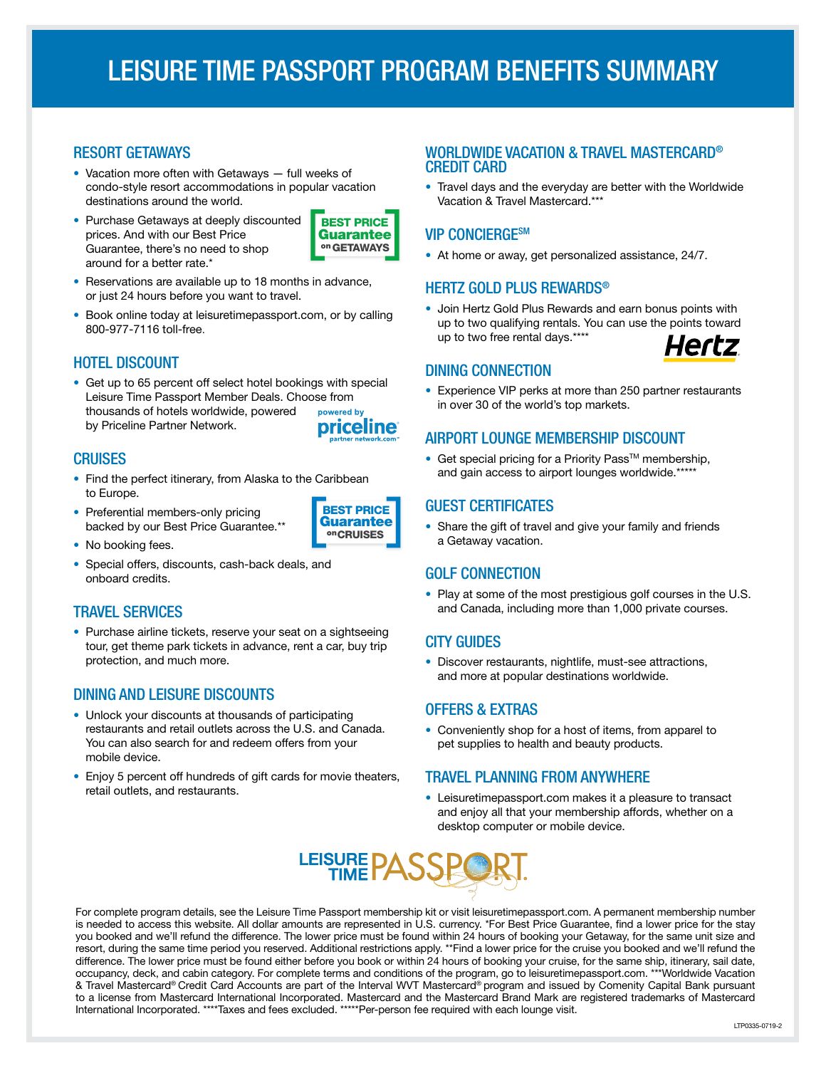# LEISURE TIME PASSPORT PROGRAM BENEFITS SUMMARY

## RESORT GETAWAYS

- Vacation more often with Getaways — full weeks of condo-style resort accommodations in popular vacation destinations around the world.
- Purchase Getaways at deeply discounted prices. And with our Best Price Guarantee, there's no need to shop around for a better rate.*

BEST PRICE Guarantee on GETAWAYS

- Reservations are available up to 18 months in advance, or just 24 hours before you want to travel.
- Book online today at leisuretimepassport.com, or by calling 800-977-7116 toll-free.

## HOTEL DISCOUNT

- Get up to 65 percent off select hotel bookings with special Leisure Time Passport Member Deals. Choose from thousands of hotels worldwide, powered by Priceline Partner Network.

powered by priceline partner network.com

## CRUISES

- Find the perfect itinerary, from Alaska to the Caribbean to Europe.
- Preferential members-only pricing backed by our Best Price Guarantee.**

BEST PRICE Guarantee on CRUISES

- No booking fees.
- Special offers, discounts, cash-back deals, and onboard credits.

## TRAVEL SERVICES

- Purchase airline tickets, reserve your seat on a sightseeing tour, get theme park tickets in advance, rent a car, buy trip protection, and much more.

## DINING AND LEISURE DISCOUNTS

- Unlock your discounts at thousands of participating restaurants and retail outlets across the U.S. and Canada. You can also search for and redeem offers from your mobile device.
- Enjoy 5 percent off hundreds of gift cards for movie theaters, retail outlets, and restaurants.

## WORLDWIDE VACATION & TRAVEL MASTERCARD® CREDIT CARD

- Travel days and the everyday are better with the Worldwide Vacation & Travel Mastercard.***

## VIP CONCIERGE℠

- At home or away, get personalized assistance, 24/7.

## HERTZ GOLD PLUS REWARDS®

- Join Hertz Gold Plus Rewards and earn bonus points with up to two qualifying rentals. You can use the points toward up to two free rental days.****

Hertz

## DINING CONNECTION

- Experience VIP perks at more than 250 partner restaurants in over 30 of the world's top markets.

## AIRPORT LOUNGE MEMBERSHIP DISCOUNT

- Get special pricing for a Priority Pass™ membership, and gain access to airport lounges worldwide.*****

## GUEST CERTIFICATES

- Share the gift of travel and give your family and friends a Getaway vacation.

## GOLF CONNECTION

- Play at some of the most prestigious golf courses in the U.S. and Canada, including more than 1,000 private courses.

## CITY GUIDES

- Discover restaurants, nightlife, must-see attractions, and more at popular destinations worldwide.

## OFFERS & EXTRAS

- Conveniently shop for a host of items, from apparel to pet supplies to health and beauty products.

## TRAVEL PLANNING FROM ANYWHERE

- Leisuretimepassport.com makes it a pleasure to transact and enjoy all that your membership affords, whether on a desktop computer or mobile device.

LEISURE TIME PASSPORT

For complete program details, see the Leisure Time Passport membership kit or visit leisuretimepassport.com. A permanent membership number is needed to access this website. All dollar amounts are represented in U.S. currency. *For Best Price Guarantee, find a lower price for the stay you booked and we'll refund the difference. The lower price must be found within 24 hours of booking your Getaway, for the same unit size and resort, during the same time period you reserved. Additional restrictions apply. **Find a lower price for the cruise you booked and we'll refund the difference. The lower price must be found either before you book or within 24 hours of booking your cruise, for the same ship, itinerary, sail date, occupancy, deck, and cabin category. For complete terms and conditions of the program, go to leisuretimepassport.com. ***Worldwide Vacation & Travel Mastercard® Credit Card Accounts are part of the Interval WVT Mastercard® program and issued by Comenity Capital Bank pursuant to a license from Mastercard International Incorporated. Mastercard and the Mastercard Brand Mark are registered trademarks of Mastercard International Incorporated. ****Taxes and fees excluded. *****Per-person fee required with each lounge visit.

LTP0335-0719-2